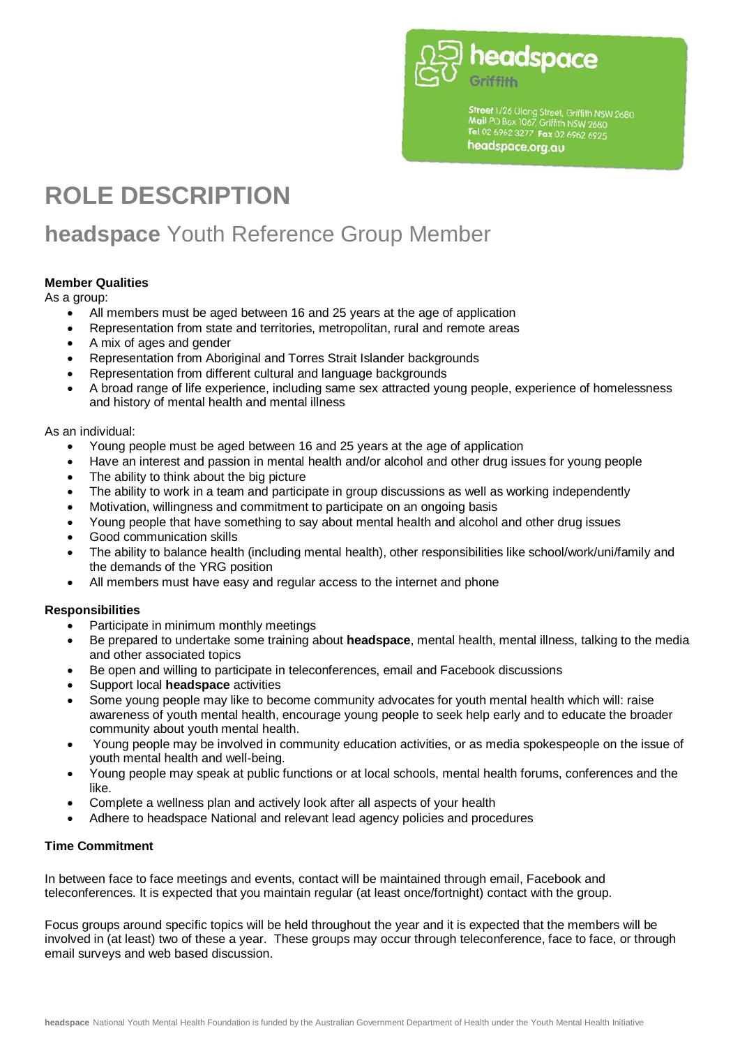**headspace** Griffith

Street 1/26 Ulong Street, Griffith NSW 2680
Mail PO Box 1067, Griffith NSW 2680
Tel 02 6962 3277 Fax 02 6962 6925
headspace.org.au

# ROLE DESCRIPTION

## **headspace** Youth Reference Group Member

**Member Qualities**

As a group:

- All members must be aged between 16 and 25 years at the age of application
- Representation from state and territories, metropolitan, rural and remote areas
- A mix of ages and gender
- Representation from Aboriginal and Torres Strait Islander backgrounds
- Representation from different cultural and language backgrounds
- A broad range of life experience, including same sex attracted young people, experience of homelessness and history of mental health and mental illness

As an individual:

- Young people must be aged between 16 and 25 years at the age of application
- Have an interest and passion in mental health and/or alcohol and other drug issues for young people
- The ability to think about the big picture
- The ability to work in a team and participate in group discussions as well as working independently
- Motivation, willingness and commitment to participate on an ongoing basis
- Young people that have something to say about mental health and alcohol and other drug issues
- Good communication skills
- The ability to balance health (including mental health), other responsibilities like school/work/uni/family and the demands of the YRG position
- All members must have easy and regular access to the internet and phone

**Responsibilities**

- Participate in minimum monthly meetings
- Be prepared to undertake some training about **headspace**, mental health, mental illness, talking to the media and other associated topics
- Be open and willing to participate in teleconferences, email and Facebook discussions
- Support local **headspace** activities
- Some young people may like to become community advocates for youth mental health which will: raise awareness of youth mental health, encourage young people to seek help early and to educate the broader community about youth mental health.
- Young people may be involved in community education activities, or as media spokespeople on the issue of youth mental health and well-being.
- Young people may speak at public functions or at local schools, mental health forums, conferences and the like.
- Complete a wellness plan and actively look after all aspects of your health
- Adhere to headspace National and relevant lead agency policies and procedures

**Time Commitment**

In between face to face meetings and events, contact will be maintained through email, Facebook and teleconferences. It is expected that you maintain regular (at least once/fortnight) contact with the group.

Focus groups around specific topics will be held throughout the year and it is expected that the members will be involved in (at least) two of these a year. These groups may occur through teleconference, face to face, or through email surveys and web based discussion.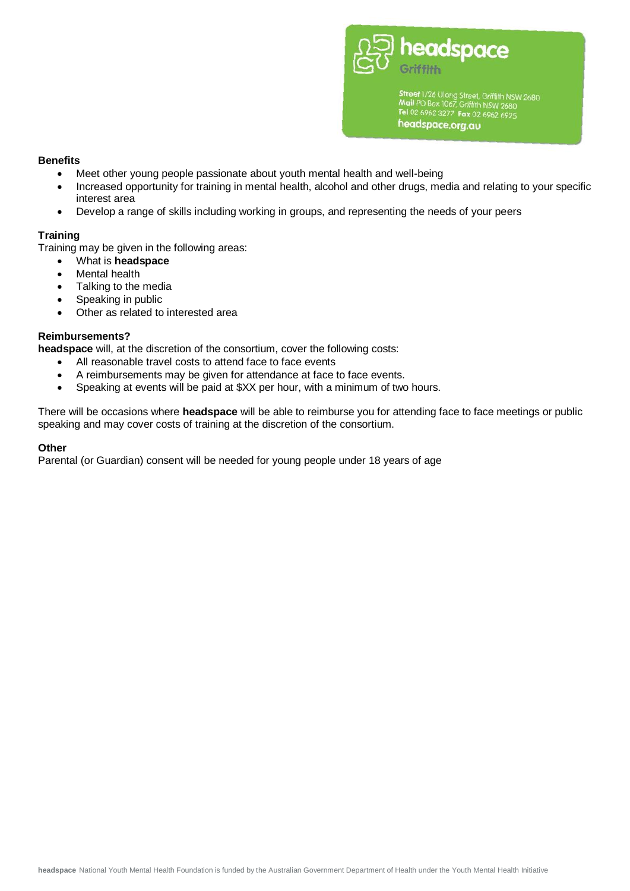**Benefits**

- Meet other young people passionate about youth mental health and well-being
- Increased opportunity for training in mental health, alcohol and other drugs, media and relating to your specific interest area
- Develop a range of skills including working in groups, and representing the needs of your peers

**Training**

Training may be given in the following areas:

- What is **headspace**
- Mental health
- Talking to the media
- Speaking in public
- Other as related to interested area

**Reimbursements?**

**headspace** will, at the discretion of the consortium, cover the following costs:

- All reasonable travel costs to attend face to face events
- A reimbursements may be given for attendance at face to face events.
- Speaking at events will be paid at $XX per hour, with a minimum of two hours.

There will be occasions where **headspace** will be able to reimburse you for attending face to face meetings or public speaking and may cover costs of training at the discretion of the consortium.

**Other**

Parental (or Guardian) consent will be needed for young people under 18 years of age